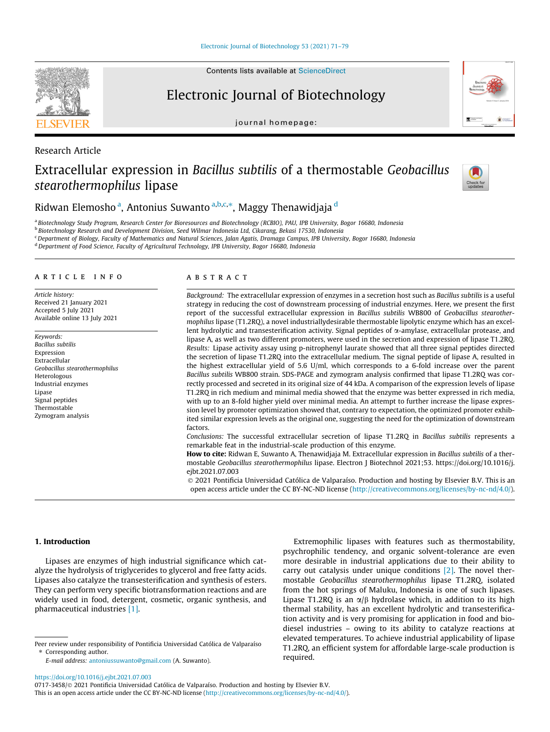Research Article

# Extracellular expression in *Bacillus subtilis* of a thermostable *Geobacillus stearothermophilus* lipase

Ridwan Elemosho [a], Antonius Suwanto [a,b,c,*], Maggy Thenawidjaja [d]

[a] Biotechnology Study Program, Research Center for Bioresources and Biotechnology (RCBIO), PAU, IPB University, Bogor 16680, Indonesia
[b] Biotechnology Research and Development Division, Seed Wilmar Indonesia Ltd, Cikarang, Bekasi 17530, Indonesia
[c] Department of Biology, Faculty of Mathematics and Natural Sciences, Jalan Agatis, Dramaga Campus, IPB University, Bogor 16680, Indonesia
[d] Department of Food Science, Faculty of Agricultural Technology, IPB University, Bogor 16680, Indonesia

## ARTICLE INFO

*Article history:*
Received 21 January 2021
Accepted 5 July 2021
Available online 13 July 2021

*Keywords:*
*Bacillus subtilis*
Expression
Extracellular
*Geobacillus stearothermophilus*
Heterologous
Industrial enzymes
Lipase
Signal peptides
Thermostable
Zymogram analysis

## ABSTRACT

*Background:* The extracellular expression of enzymes in a secretion host such as *Bacillus subtilis* is a useful strategy in reducing the cost of downstream processing of industrial enzymes. Here, we present the first report of the successful extracellular expression in *Bacillus subtilis* WB800 of *Geobacillus stearothermophilus* lipase (T1.2RQ), a novel industriallydesirable thermostable lipolytic enzyme which has an excellent hydrolytic and transesterification activity. Signal peptides of α-amylase, extracellular protease, and lipase A, as well as two different promoters, were used in the secretion and expression of lipase T1.2RQ.
*Results:* Lipase activity assay using p-nitrophenyl laurate showed that all three signal peptides directed the secretion of lipase T1.2RQ into the extracellular medium. The signal peptide of lipase A, resulted in the highest extracellular yield of 5.6 U/ml, which corresponds to a 6-fold increase over the parent *Bacillus subtilis* WB800 strain. SDS-PAGE and zymogram analysis confirmed that lipase T1.2RQ was correctly processed and secreted in its original size of 44 kDa. A comparison of the expression levels of lipase T1.2RQ in rich medium and minimal media showed that the enzyme was better expressed in rich media, with up to an 8-fold higher yield over minimal media. An attempt to further increase the lipase expression level by promoter optimization showed that, contrary to expectation, the optimized promoter exhibited similar expression levels as the original one, suggesting the need for the optimization of downstream factors.
*Conclusions:* The successful extracellular secretion of lipase T1.2RQ in *Bacillus subtilis* represents a remarkable feat in the industrial-scale production of this enzyme.
**How to cite:** Ridwan E, Suwanto A, Thenawidjaja M. Extracellular expression in *Bacillus subtilis* of a thermostable *Geobacillus stearothermophilus* lipase. Electron J Biotechnol 2021;53. https://doi.org/10.1016/j.ejbt.2021.07.003
© 2021 Pontificia Universidad Católica de Valparaíso. Production and hosting by Elsevier B.V. This is an open access article under the CC BY-NC-ND license (http://creativecommons.org/licenses/by-nc-nd/4.0/).

## 1. Introduction

Lipases are enzymes of high industrial significance which catalyze the hydrolysis of triglycerides to glycerol and free fatty acids. Lipases also catalyze the transesterification and synthesis of esters. They can perform very specific biotransformation reactions and are widely used in food, detergent, cosmetic, organic synthesis, and pharmaceutical industries [1].

Extremophilic lipases with features such as thermostability, psychrophilic tendency, and organic solvent-tolerance are even more desirable in industrial applications due to their ability to carry out catalysis under unique conditions [2]. The novel thermostable *Geobacillus stearothermophilus* lipase T1.2RQ, isolated from the hot springs of Maluku, Indonesia is one of such lipases. Lipase T1.2RQ is an α/β hydrolase which, in addition to its high thermal stability, has an excellent hydrolytic and transesterification activity and is very promising for application in food and biodiesel industries – owing to its ability to catalyze reactions at elevated temperatures. To achieve industrial applicability of lipase T1.2RQ, an efficient system for affordable large-scale production is required.

Peer review under responsibility of Pontificia Universidad Católica de Valparaíso
\* Corresponding author.
E-mail address: antoniussuwanto@gmail.com (A. Suwanto).

https://doi.org/10.1016/j.ejbt.2021.07.003
0717-3458/© 2021 Pontificia Universidad Católica de Valparaíso. Production and hosting by Elsevier B.V.
This is an open access article under the CC BY-NC-ND license (http://creativecommons.org/licenses/by-nc-nd/4.0/).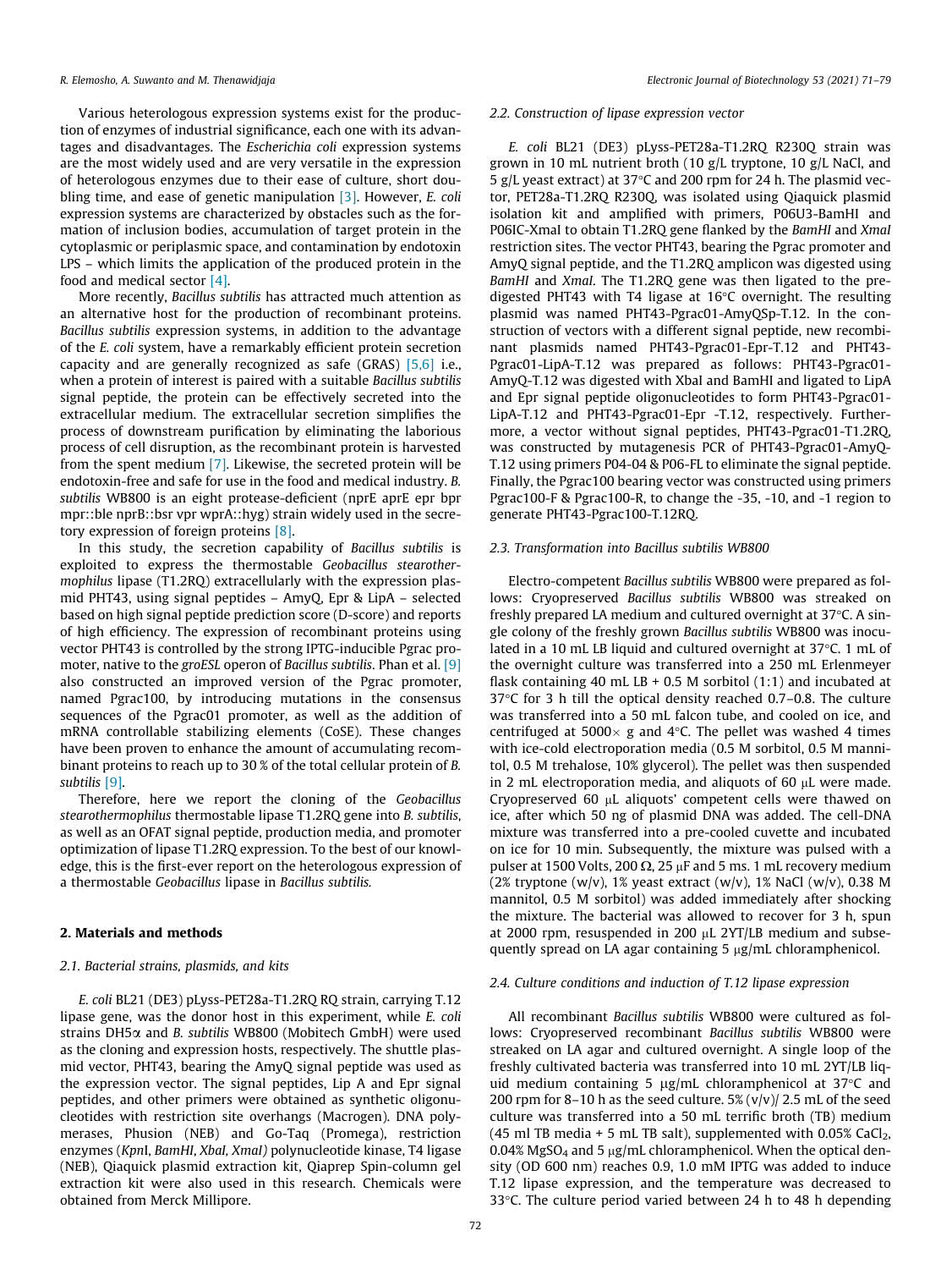Various heterologous expression systems exist for the production of enzymes of industrial significance, each one with its advantages and disadvantages. The *Escherichia coli* expression systems are the most widely used and are very versatile in the expression of heterologous enzymes due to their ease of culture, short doubling time, and ease of genetic manipulation [3]. However, *E. coli* expression systems are characterized by obstacles such as the formation of inclusion bodies, accumulation of target protein in the cytoplasmic or periplasmic space, and contamination by endotoxin LPS – which limits the application of the produced protein in the food and medical sector [4].

More recently, *Bacillus subtilis* has attracted much attention as an alternative host for the production of recombinant proteins. *Bacillus subtilis* expression systems, in addition to the advantage of the *E. coli* system, have a remarkably efficient protein secretion capacity and are generally recognized as safe (GRAS) [5,6] i.e., when a protein of interest is paired with a suitable *Bacillus subtilis* signal peptide, the protein can be effectively secreted into the extracellular medium. The extracellular secretion simplifies the process of downstream purification by eliminating the laborious process of cell disruption, as the recombinant protein is harvested from the spent medium [7]. Likewise, the secreted protein will be endotoxin-free and safe for use in the food and medical industry. *B. subtilis* WB800 is an eight protease-deficient (nprE aprE epr bpr mpr::ble nprB::bsr vpr wprA::hyg) strain widely used in the secretory expression of foreign proteins [8].

In this study, the secretion capability of *Bacillus subtilis* is exploited to express the thermostable *Geobacillus stearothermophilus* lipase (T1.2RQ) extracellularly with the expression plasmid PHT43, using signal peptides – AmyQ, Epr & LipA – selected based on high signal peptide prediction score (D-score) and reports of high efficiency. The expression of recombinant proteins using vector PHT43 is controlled by the strong IPTG-inducible Pgrac promoter, native to the *groESL* operon of *Bacillus subtilis*. Phan et al. [9] also constructed an improved version of the Pgrac promoter, named Pgrac100, by introducing mutations in the consensus sequences of the Pgrac01 promoter, as well as the addition of mRNA controllable stabilizing elements (CoSE). These changes have been proven to enhance the amount of accumulating recombinant proteins to reach up to 30 % of the total cellular protein of *B. subtilis* [9].

Therefore, here we report the cloning of the *Geobacillus stearothermophilus* thermostable lipase T1.2RQ gene into *B. subtilis*, as well as an OFAT signal peptide, production media, and promoter optimization of lipase T1.2RQ expression. To the best of our knowledge, this is the first-ever report on the heterologous expression of a thermostable *Geobacillus* lipase in *Bacillus subtilis.*

## 2. Materials and methods

### 2.1. Bacterial strains, plasmids, and kits

*E. coli* BL21 (DE3) pLyss-PET28a-T1.2RQ RQ strain, carrying T.12 lipase gene, was the donor host in this experiment, while *E. coli* strains DH5α and *B. subtilis* WB800 (Mobitech GmbH) were used as the cloning and expression hosts, respectively. The shuttle plasmid vector, PHT43, bearing the AmyQ signal peptide was used as the expression vector. The signal peptides, Lip A and Epr signal peptides, and other primers were obtained as synthetic oligonucleotides with restriction site overhangs (Macrogen). DNA polymerases, Phusion (NEB) and Go-Taq (Promega), restriction enzymes (*Kpn*I, *BamHI*, *XbaI, XmaI)* polynucleotide kinase, T4 ligase (NEB), Qiaquick plasmid extraction kit, Qiaprep Spin-column gel extraction kit were also used in this research. Chemicals were obtained from Merck Millipore.

### 2.2. Construction of lipase expression vector

*E. coli* BL21 (DE3) pLyss-PET28a-T1.2RQ R230Q strain was grown in 10 mL nutrient broth (10 g/L tryptone, 10 g/L NaCl, and 5 g/L yeast extract) at 37°C and 200 rpm for 24 h. The plasmid vector, PET28a-T1.2RQ R230Q, was isolated using Qiaquick plasmid isolation kit and amplified with primers, P06U3-BamHI and P06IC-XmaI to obtain T1.2RQ gene flanked by the *BamHI* and *XmaI* restriction sites. The vector PHT43, bearing the Pgrac promoter and AmyQ signal peptide, and the T1.2RQ amplicon was digested using *BamHI* and *XmaI*. The T1.2RQ gene was then ligated to the pre-digested PHT43 with T4 ligase at 16°C overnight. The resulting plasmid was named PHT43-Pgrac01-AmyQSp-T.12. In the construction of vectors with a different signal peptide, new recombinant plasmids named PHT43-Pgrac01-Epr-T.12 and PHT43-Pgrac01-LipA-T.12 was prepared as follows: PHT43-Pgrac01-AmyQ-T.12 was digested with XbaI and BamHI and ligated to LipA and Epr signal peptide oligonucleotides to form PHT43-Pgrac01-LipA-T.12 and PHT43-Pgrac01-Epr -T.12, respectively. Furthermore, a vector without signal peptides, PHT43-Pgrac01-T1.2RQ, was constructed by mutagenesis PCR of PHT43-Pgrac01-AmyQ-T.12 using primers P04-04 & P06-FL to eliminate the signal peptide. Finally, the Pgrac100 bearing vector was constructed using primers Pgrac100-F & Pgrac100-R, to change the -35, -10, and -1 region to generate PHT43-Pgrac100-T.12RQ.

### 2.3. Transformation into Bacillus subtilis WB800

Electro-competent *Bacillus subtilis* WB800 were prepared as follows: Cryopreserved *Bacillus subtilis* WB800 was streaked on freshly prepared LA medium and cultured overnight at 37°C. A single colony of the freshly grown *Bacillus subtilis* WB800 was inoculated in a 10 mL LB liquid and cultured overnight at 37°C. 1 mL of the overnight culture was transferred into a 250 mL Erlenmeyer flask containing 40 mL LB + 0.5 M sorbitol (1:1) and incubated at 37°C for 3 h till the optical density reached 0.7–0.8. The culture was transferred into a 50 mL falcon tube, and cooled on ice, and centrifuged at 5000× g and 4°C. The pellet was washed 4 times with ice-cold electroporation media (0.5 M sorbitol, 0.5 M mannitol, 0.5 M trehalose, 10% glycerol). The pellet was then suspended in 2 mL electroporation media, and aliquots of 60 μL were made. Cryopreserved 60 μL aliquots' competent cells were thawed on ice, after which 50 ng of plasmid DNA was added. The cell-DNA mixture was transferred into a pre-cooled cuvette and incubated on ice for 10 min. Subsequently, the mixture was pulsed with a pulser at 1500 Volts, 200 Ω, 25 μF and 5 ms. 1 mL recovery medium (2% tryptone (w/v), 1% yeast extract (w/v), 1% NaCl (w/v), 0.38 M mannitol, 0.5 M sorbitol) was added immediately after shocking the mixture. The bacterial was allowed to recover for 3 h, spun at 2000 rpm, resuspended in 200 μL 2YT/LB medium and subsequently spread on LA agar containing 5 μg/mL chloramphenicol.

### 2.4. Culture conditions and induction of T.12 lipase expression

All recombinant *Bacillus subtilis* WB800 were cultured as follows: Cryopreserved recombinant *Bacillus subtilis* WB800 were streaked on LA agar and cultured overnight. A single loop of the freshly cultivated bacteria was transferred into 10 mL 2YT/LB liquid medium containing 5 μg/mL chloramphenicol at 37°C and 200 rpm for 8–10 h as the seed culture. 5% (v/v)/ 2.5 mL of the seed culture was transferred into a 50 mL terrific broth (TB) medium (45 ml TB media + 5 mL TB salt), supplemented with 0.05% $CaCl_2$, 0.04% $MgSO_4$ and 5 μg/mL chloramphenicol. When the optical density (OD 600 nm) reaches 0.9, 1.0 mM IPTG was added to induce T.12 lipase expression, and the temperature was decreased to 33°C. The culture period varied between 24 h to 48 h depending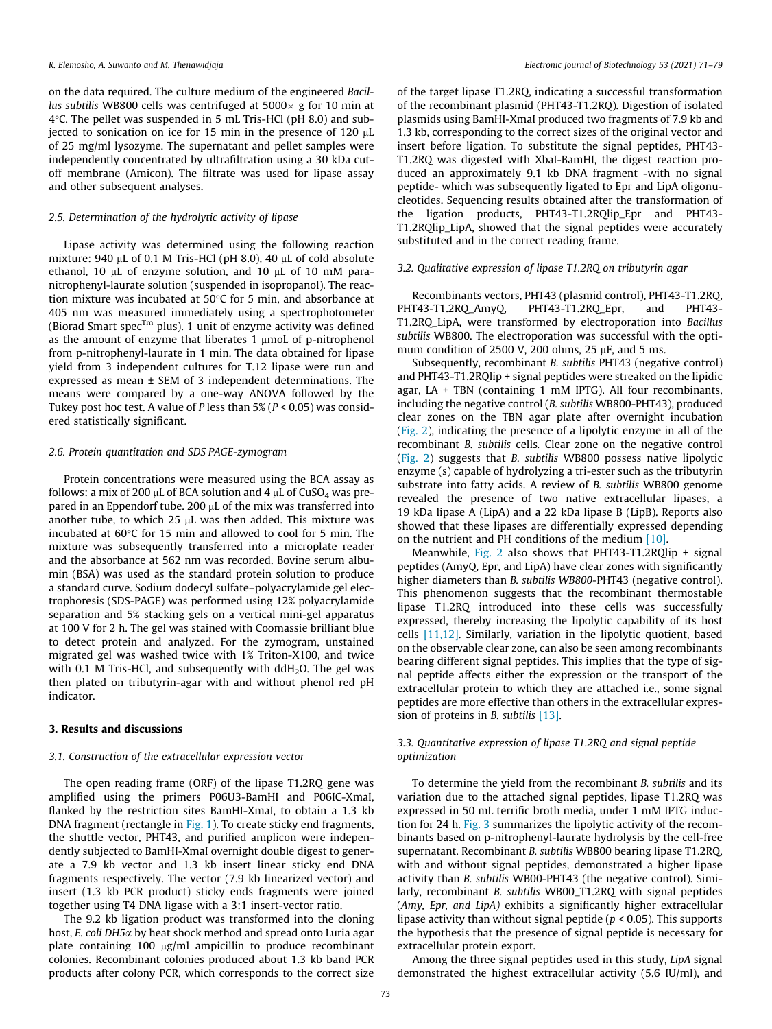on the data required. The culture medium of the engineered *Bacillus subtilis* WB800 cells was centrifuged at 5000× g for 10 min at 4°C. The pellet was suspended in 5 mL Tris-HCl (pH 8.0) and subjected to sonication on ice for 15 min in the presence of 120 μL of 25 mg/ml lysozyme. The supernatant and pellet samples were independently concentrated by ultrafiltration using a 30 kDa cutoff membrane (Amicon). The filtrate was used for lipase assay and other subsequent analyses.

### 2.5. Determination of the hydrolytic activity of lipase

Lipase activity was determined using the following reaction mixture: 940 μL of 0.1 M Tris-HCl (pH 8.0), 40 μL of cold absolute ethanol, 10 μL of enzyme solution, and 10 μL of 10 mM para-nitrophenyl-laurate solution (suspended in isopropanol). The reaction mixture was incubated at 50°C for 5 min, and absorbance at 405 nm was measured immediately using a spectrophotometer (Biorad Smart spec$^{Tm}$ plus). 1 unit of enzyme activity was defined as the amount of enzyme that liberates 1 μmoL of p-nitrophenol from p-nitrophenyl-laurate in 1 min. The data obtained for lipase yield from 3 independent cultures for T.12 lipase were run and expressed as mean ± SEM of 3 independent determinations. The means were compared by a one-way ANOVA followed by the Tukey post hoc test. A value of *P* less than 5% ($P < 0.05$) was considered statistically significant.

### 2.6. Protein quantitation and SDS PAGE-zymogram

Protein concentrations were measured using the BCA assay as follows: a mix of 200 μL of BCA solution and 4 μL of $CuSO_4$ was prepared in an Eppendorf tube. 200 μL of the mix was transferred into another tube, to which 25 μL was then added. This mixture was incubated at 60°C for 15 min and allowed to cool for 5 min. The mixture was subsequently transferred into a microplate reader and the absorbance at 562 nm was recorded. Bovine serum albumin (BSA) was used as the standard protein solution to produce a standard curve. Sodium dodecyl sulfate–polyacrylamide gel electrophoresis (SDS-PAGE) was performed using 12% polyacrylamide separation and 5% stacking gels on a vertical mini-gel apparatus at 100 V for 2 h. The gel was stained with Coomassie brilliant blue to detect protein and analyzed. For the zymogram, unstained migrated gel was washed twice with 1% Triton-X100, and twice with 0.1 M Tris-HCl, and subsequently with $ddH_2O$. The gel was then plated on tributyrin-agar with and without phenol red pH indicator.

## 3. Results and discussions

### 3.1. Construction of the extracellular expression vector

The open reading frame (ORF) of the lipase T1.2RQ gene was amplified using the primers P06U3-BamHI and P06IC-XmaI, flanked by the restriction sites BamHI-XmaI, to obtain a 1.3 kb DNA fragment (rectangle in Fig. 1). To create sticky end fragments, the shuttle vector, PHT43, and purified amplicon were independently subjected to BamHI-XmaI overnight double digest to generate a 7.9 kb vector and 1.3 kb insert linear sticky end DNA fragments respectively. The vector (7.9 kb linearized vector) and insert (1.3 kb PCR product) sticky ends fragments were joined together using T4 DNA ligase with a 3:1 insert-vector ratio.

The 9.2 kb ligation product was transformed into the cloning host, *E. coli DH5α* by heat shock method and spread onto Luria agar plate containing 100 μg/ml ampicillin to produce recombinant colonies. Recombinant colonies produced about 1.3 kb band PCR products after colony PCR, which corresponds to the correct size of the target lipase T1.2RQ, indicating a successful transformation of the recombinant plasmid (PHT43-T1.2RQ). Digestion of isolated plasmids using BamHI-XmaI produced two fragments of 7.9 kb and 1.3 kb, corresponding to the correct sizes of the original vector and insert before ligation. To substitute the signal peptides, PHT43-T1.2RQ was digested with XbaI-BamHI, the digest reaction produced an approximately 9.1 kb DNA fragment -with no signal peptide- which was subsequently ligated to Epr and LipA oligonucleotides. Sequencing results obtained after the transformation of the ligation products, PHT43-T1.2RQlip_Epr and PHT43-T1.2RQlip_LipA, showed that the signal peptides were accurately substituted and in the correct reading frame.

### 3.2. Qualitative expression of lipase T1.2RQ on tributyrin agar

Recombinants vectors, PHT43 (plasmid control), PHT43-T1.2RQ, PHT43-T1.2RQ_AmyQ, PHT43-T1.2RQ_Epr, and PHT43-T1.2RQ_LipA, were transformed by electroporation into *Bacillus subtilis* WB800. The electroporation was successful with the optimum condition of 2500 V, 200 ohms, 25 μF, and 5 ms.

Subsequently, recombinant *B. subtilis* PHT43 (negative control) and PHT43-T1.2RQlip + signal peptides were streaked on the lipidic agar, LA + TBN (containing 1 mM IPTG). All four recombinants, including the negative control (*B. subtilis* WB800-PHT43), produced clear zones on the TBN agar plate after overnight incubation (Fig. 2), indicating the presence of a lipolytic enzyme in all of the recombinant *B. subtilis* cells. Clear zone on the negative control (Fig. 2) suggests that *B. subtilis* WB800 possess native lipolytic enzyme (s) capable of hydrolyzing a tri-ester such as the tributyrin substrate into fatty acids. A review of *B. subtilis* WB800 genome revealed the presence of two native extracellular lipases, a 19 kDa lipase A (LipA) and a 22 kDa lipase B (LipB). Reports also showed that these lipases are differentially expressed depending on the nutrient and PH conditions of the medium [10].

Meanwhile, Fig. 2 also shows that PHT43-T1.2RQlip + signal peptides (AmyQ, Epr, and LipA) have clear zones with significantly higher diameters than *B. subtilis WB800*-PHT43 (negative control). This phenomenon suggests that the recombinant thermostable lipase T1.2RQ introduced into these cells was successfully expressed, thereby increasing the lipolytic capability of its host cells [11,12]. Similarly, variation in the lipolytic quotient, based on the observable clear zone, can also be seen among recombinants bearing different signal peptides. This implies that the type of signal peptide affects either the expression or the transport of the extracellular protein to which they are attached i.e., some signal peptides are more effective than others in the extracellular expression of proteins in *B. subtilis* [13].

### 3.3. Quantitative expression of lipase T1.2RQ and signal peptide optimization

To determine the yield from the recombinant *B. subtilis* and its variation due to the attached signal peptides, lipase T1.2RQ was expressed in 50 mL terrific broth media, under 1 mM IPTG induction for 24 h. Fig. 3 summarizes the lipolytic activity of the recombinants based on p-nitrophenyl-laurate hydrolysis by the cell-free supernatant. Recombinant *B. subtilis* WB800 bearing lipase T1.2RQ, with and without signal peptides, demonstrated a higher lipase activity than *B. subtilis* WB00-PHT43 (the negative control). Similarly, recombinant *B. subtilis* WB00_T1.2RQ with signal peptides (*Amy, Epr, and LipA*) exhibits a significantly higher extracellular lipase activity than without signal peptide ($p < 0.05$). This supports the hypothesis that the presence of signal peptide is necessary for extracellular protein export.

Among the three signal peptides used in this study, *LipA* signal demonstrated the highest extracellular activity (5.6 IU/ml), and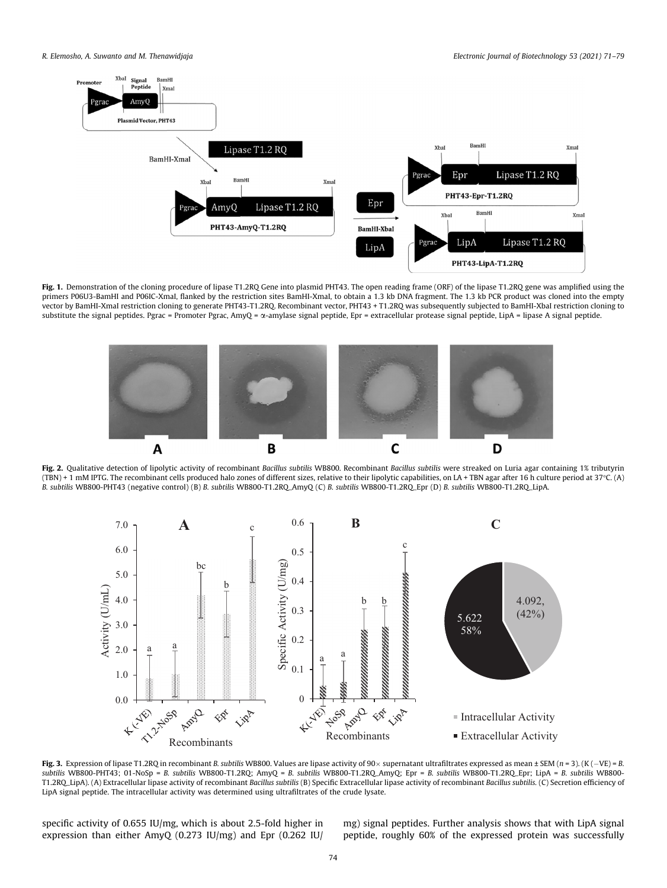**Fig. 1.** Demonstration of the cloning procedure of lipase T1.2RQ Gene into plasmid PHT43. The open reading frame (ORF) of the lipase T1.2RQ gene was amplified using the primers P06U3-BamHI and P06IC-XmaI, flanked by the restriction sites BamHI-XmaI, to obtain a 1.3 kb DNA fragment. The 1.3 kb PCR product was cloned into the empty vector by BamHI-XmaI restriction cloning to generate PHT43-T1.2RQ. Recombinant vector, PHT43 + T1.2RQ was subsequently subjected to BamHI-XbaI restriction cloning to substitute the signal peptides. Pgrac = Promoter Pgrac, AmyQ = α-amylase signal peptide, Epr = extracellular protease signal peptide, LipA = lipase A signal peptide.

**Fig. 2.** Qualitative detection of lipolytic activity of recombinant *Bacillus subtilis* WB800. Recombinant *Bacillus subtilis* were streaked on Luria agar containing 1% tributyrin (TBN) + 1 mM IPTG. The recombinant cells produced halo zones of different sizes, relative to their lipolytic capabilities, on LA + TBN agar after 16 h culture period at 37°C. (A) *B. subtilis* WB800-PHT43 (negative control) (B) *B. subtilis* WB800-T1.2RQ_AmyQ (C) *B. subtilis* WB800-T1.2RQ_Epr (D) *B. subtilis* WB800-T1.2RQ_LipA.

**Fig. 3.** Expression of lipase T1.2RQ in recombinant *B. subtilis* WB800. Values are lipase activity of 90× supernatant ultrafiltrates expressed as mean ± SEM ($n$ = 3). (K (−VE) = *B. subtilis* WB800-PHT43; 01-NoSp = *B. subtilis* WB800-T1.2RQ; AmyQ = *B. subtilis* WB800-T1.2RQ_AmyQ; Epr = *B. subtilis* WB800-T1.2RQ_Epr; LipA = *B. subtilis* WB800-T1.2RQ_LipA). (A) Extracellular lipase activity of recombinant *Bacillus subtilis* (B) Specific Extracellular lipase activity of recombinant *Bacillus subtilis*. (C) Secretion efficiency of LipA signal peptide. The intracellular activity was determined using ultrafiltrates of the crude lysate.

specific activity of 0.655 IU/mg, which is about 2.5-fold higher in expression than either AmyQ (0.273 IU/mg) and Epr (0.262 IU/mg) signal peptides. Further analysis shows that with LipA signal peptide, roughly 60% of the expressed protein was successfully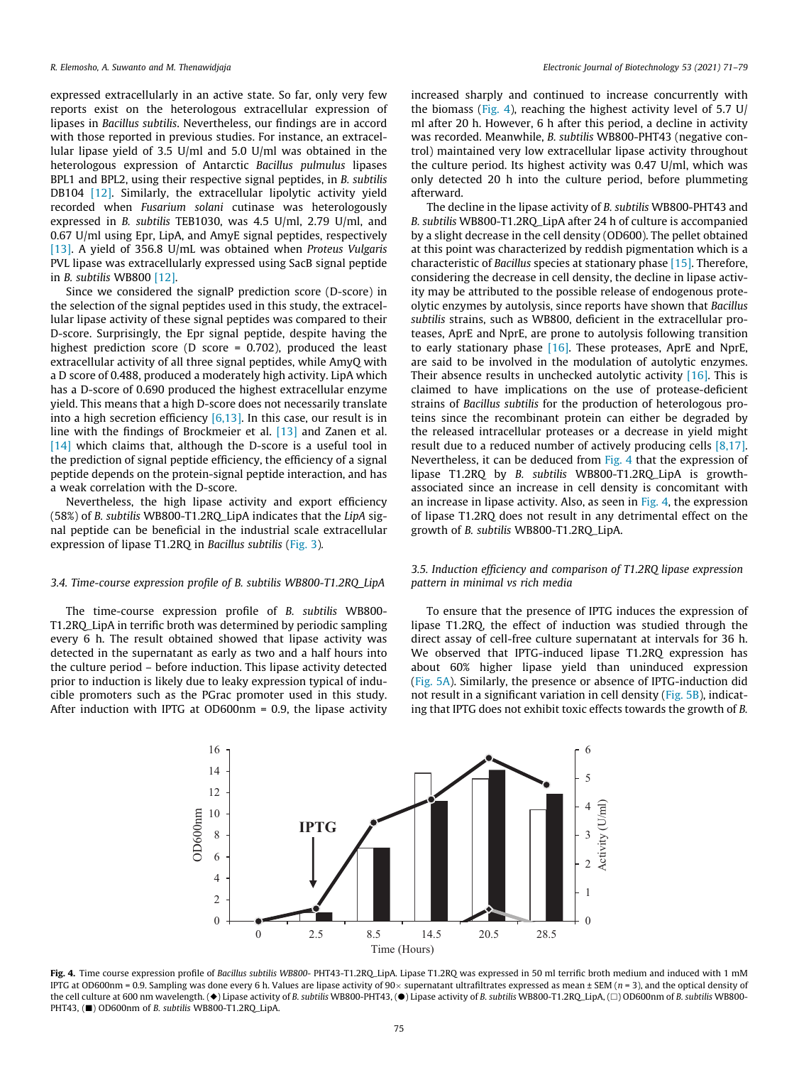expressed extracellularly in an active state. So far, only very few reports exist on the heterologous extracellular expression of lipases in Bacillus subtilis. Nevertheless, our findings are in accord with those reported in previous studies. For instance, an extracellular lipase yield of 3.5 U/ml and 5.0 U/ml was obtained in the heterologous expression of Antarctic *Bacillus pulmulus* lipases BPL1 and BPL2, using their respective signal peptides, in *B. subtilis* DB104 [12]. Similarly, the extracellular lipolytic activity yield recorded when *Fusarium solani* cutinase was heterologously expressed in *B. subtilis* TEB1030, was 4.5 U/ml, 2.79 U/ml, and 0.67 U/ml using Epr, LipA, and AmyE signal peptides, respectively [13]. A yield of 356.8 U/mL was obtained when *Proteus Vulgaris* PVL lipase was extracellularly expressed using SacB signal peptide in *B. subtilis* WB800 [12].

Since we considered the signalP prediction score (D-score) in the selection of the signal peptides used in this study, the extracellular lipase activity of these signal peptides was compared to their D-score. Surprisingly, the Epr signal peptide, despite having the highest prediction score (D score = 0.702), produced the least extracellular activity of all three signal peptides, while AmyQ with a D score of 0.488, produced a moderately high activity. LipA which has a D-score of 0.690 produced the highest extracellular enzyme yield. This means that a high D-score does not necessarily translate into a high secretion efficiency [6,13]. In this case, our result is in line with the findings of Brockmeier et al. [13] and Zanen et al. [14] which claims that, although the D-score is a useful tool in the prediction of signal peptide efficiency, the efficiency of a signal peptide depends on the protein-signal peptide interaction, and has a weak correlation with the D-score.

Nevertheless, the high lipase activity and export efficiency (58%) of *B. subtilis* WB800-T1.2RQ_LipA indicates that the *LipA* signal peptide can be beneficial in the industrial scale extracellular expression of lipase T1.2RQ in *Bacillus subtilis* (Fig. 3).

### 3.4. Time-course expression profile of B. subtilis WB800-T1.2RQ_LipA

The time-course expression profile of *B. subtilis* WB800-T1.2RQ_LipA in terrific broth was determined by periodic sampling every 6 h. The result obtained showed that lipase activity was detected in the supernatant as early as two and a half hours into the culture period – before induction. This lipase activity detected prior to induction is likely due to leaky expression typical of inducible promoters such as the PGrac promoter used in this study. After induction with IPTG at OD600nm = 0.9, the lipase activity increased sharply and continued to increase concurrently with the biomass (Fig. 4), reaching the highest activity level of 5.7 U/ml after 20 h. However, 6 h after this period, a decline in activity was recorded. Meanwhile, *B. subtilis* WB800-PHT43 (negative control) maintained very low extracellular lipase activity throughout the culture period. Its highest activity was 0.47 U/ml, which was only detected 20 h into the culture period, before plummeting afterward.

The decline in the lipase activity of *B. subtilis* WB800-PHT43 and *B. subtilis* WB800-T1.2RQ_LipA after 24 h of culture is accompanied by a slight decrease in the cell density (OD600). The pellet obtained at this point was characterized by reddish pigmentation which is a characteristic of *Bacillus* species at stationary phase [15]. Therefore, considering the decrease in cell density, the decline in lipase activity may be attributed to the possible release of endogenous proteolytic enzymes by autolysis, since reports have shown that *Bacillus subtilis* strains, such as WB800, deficient in the extracellular proteases, AprE and NprE, are prone to autolysis following transition to early stationary phase [16]. These proteases, AprE and NprE, are said to be involved in the modulation of autolytic enzymes. Their absence results in unchecked autolytic activity [16]. This is claimed to have implications on the use of protease-deficient strains of *Bacillus subtilis* for the production of heterologous proteins since the recombinant protein can either be degraded by the released intracellular proteases or a decrease in yield might result due to a reduced number of actively producing cells [8,17]. Nevertheless, it can be deduced from Fig. 4 that the expression of lipase T1.2RQ by *B. subtilis* WB800-T1.2RQ_LipA is growth-associated since an increase in cell density is concomitant with an increase in lipase activity. Also, as seen in Fig. 4, the expression of lipase T1.2RQ does not result in any detrimental effect on the growth of *B. subtilis* WB800-T1.2RQ_LipA.

### 3.5. Induction efficiency and comparison of T1.2RQ lipase expression pattern in minimal vs rich media

To ensure that the presence of IPTG induces the expression of lipase T1.2RQ, the effect of induction was studied through the direct assay of cell-free culture supernatant at intervals for 36 h. We observed that IPTG-induced lipase T1.2RQ expression has about 60% higher lipase yield than uninduced expression (Fig. 5A). Similarly, the presence or absence of IPTG-induction did not result in a significant variation in cell density (Fig. 5B), indicating that IPTG does not exhibit toxic effects towards the growth of *B.*

**Fig. 4.** Time course expression profile of *Bacillus subtilis WB800-* PHT43-T1.2RQ_LipA. Lipase T1.2RQ was expressed in 50 ml terrific broth medium and induced with 1 mM IPTG at OD600nm = 0.9. Sampling was done every 6 h. Values are lipase activity of 90× supernatant ultrafiltrates expressed as mean ± SEM (n = 3), and the optical density of the cell culture at 600 nm wavelength. (◆) Lipase activity of *B. subtilis* WB800-PHT43, (●) Lipase activity of *B. subtilis* WB800-T1.2RQ_LipA, (□) OD600nm of *B. subtilis* WB800-PHT43, (■) OD600nm of *B. subtilis* WB800-T1.2RQ_LipA.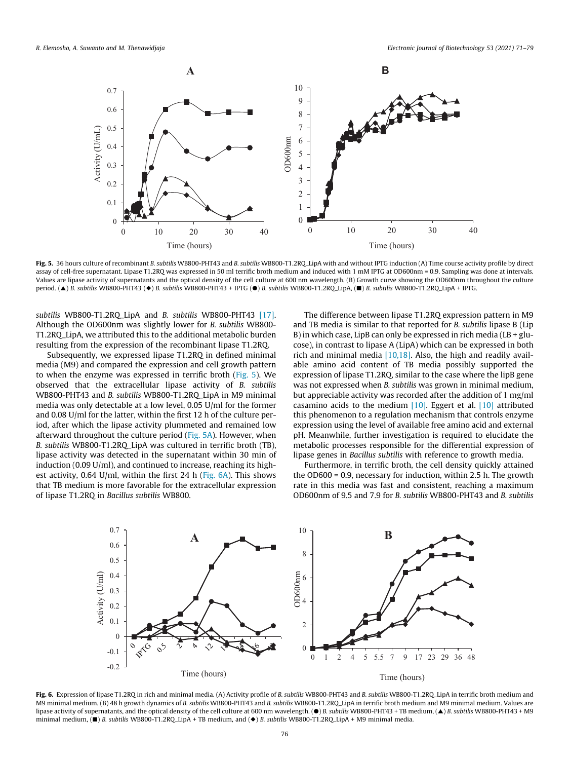**Fig. 5.** 36 hours culture of recombinant *B. subtilis* WB800-PHT43 and *B. subtilis* WB800-T1.2RQ_LipA with and without IPTG induction (A) Time course activity profile by direct assay of cell-free supernatant. Lipase T1.2RQ was expressed in 50 ml terrific broth medium and induced with 1 mM IPTG at OD600nm = 0.9. Sampling was done at intervals. Values are lipase activity of supernatants and the optical density of the cell culture at 600 nm wavelength. (B) Growth curve showing the OD600nm throughout the culture period. (▲) *B. subtilis* WB800-PHT43 (◆) *B. subtilis* WB800-PHT43 + IPTG (●) *B. subtilis* WB800-T1.2RQ_LipA, (■) *B. subtilis* WB800-T1.2RQ_LipA + IPTG.

*subtilis* WB800-T1.2RQ_LipA and *B. subtilis* WB800-PHT43 [17]. Although the OD600nm was slightly lower for *B. subtilis* WB800-T1.2RQ_LipA, we attributed this to the additional metabolic burden resulting from the expression of the recombinant lipase T1.2RQ.

Subsequently, we expressed lipase T1.2RQ in defined minimal media (M9) and compared the expression and cell growth pattern to when the enzyme was expressed in terrific broth (Fig. 5). We observed that the extracellular lipase activity of *B. subtilis* WB800-PHT43 and *B. subtilis* WB800-T1.2RQ_LipA in M9 minimal media was only detectable at a low level, 0.05 U/ml for the former and 0.08 U/ml for the latter, within the first 12 h of the culture period, after which the lipase activity plummeted and remained low afterward throughout the culture period (Fig. 5A). However, when *B. subtilis* WB800-T1.2RQ_LipA was cultured in terrific broth (TB), lipase activity was detected in the supernatant within 30 min of induction (0.09 U/ml), and continued to increase, reaching its highest activity, 0.64 U/ml, within the first 24 h (Fig. 6A). This shows that TB medium is more favorable for the extracellular expression of lipase T1.2RQ in *Bacillus subtilis* WB800.

The difference between lipase T1.2RQ expression pattern in M9 and TB media is similar to that reported for *B. subtilis* lipase B (Lip B) in which case, LipB can only be expressed in rich media (LB + glucose), in contrast to lipase A (LipA) which can be expressed in both rich and minimal media [10,18]. Also, the high and readily available amino acid content of TB media possibly supported the expression of lipase T1.2RQ, similar to the case where the lipB gene was not expressed when *B. subtilis* was grown in minimal medium, but appreciable activity was recorded after the addition of 1 mg/ml casamino acids to the medium [10]. Eggert et al. [10] attributed this phenomenon to a regulation mechanism that controls enzyme expression using the level of available free amino acid and external pH. Meanwhile, further investigation is required to elucidate the metabolic processes responsible for the differential expression of lipase genes in *Bacillus subtilis* with reference to growth media.

Furthermore, in terrific broth, the cell density quickly attained the OD600 = 0.9, necessary for induction, within 2.5 h. The growth rate in this media was fast and consistent, reaching a maximum OD600nm of 9.5 and 7.9 for *B. subtilis* WB800-PHT43 and *B. subtilis*

**Fig. 6.** Expression of lipase T1.2RQ in rich and minimal media. (A) Activity profile of *B. subtilis* WB800-PHT43 and *B. subtilis* WB800-T1.2RQ_LipA in terrific broth medium and M9 minimal medium. (B) 48 h growth dynamics of *B. subtilis* WB800-PHT43 and *B. subtilis* WB800-T1.2RQ_LipA in terrific broth medium and M9 minimal medium. Values are lipase activity of supernatants, and the optical density of the cell culture at 600 nm wavelength. (●) *B. subtilis* WB800-PHT43 + TB medium, (▲) *B. subtilis* WB800-PHT43 + M9 minimal medium, (■) *B. subtilis* WB800-T1.2RQ_LipA + TB medium, and (◆) *B. subtilis* WB800-T1.2RQ_LipA + M9 minimal media.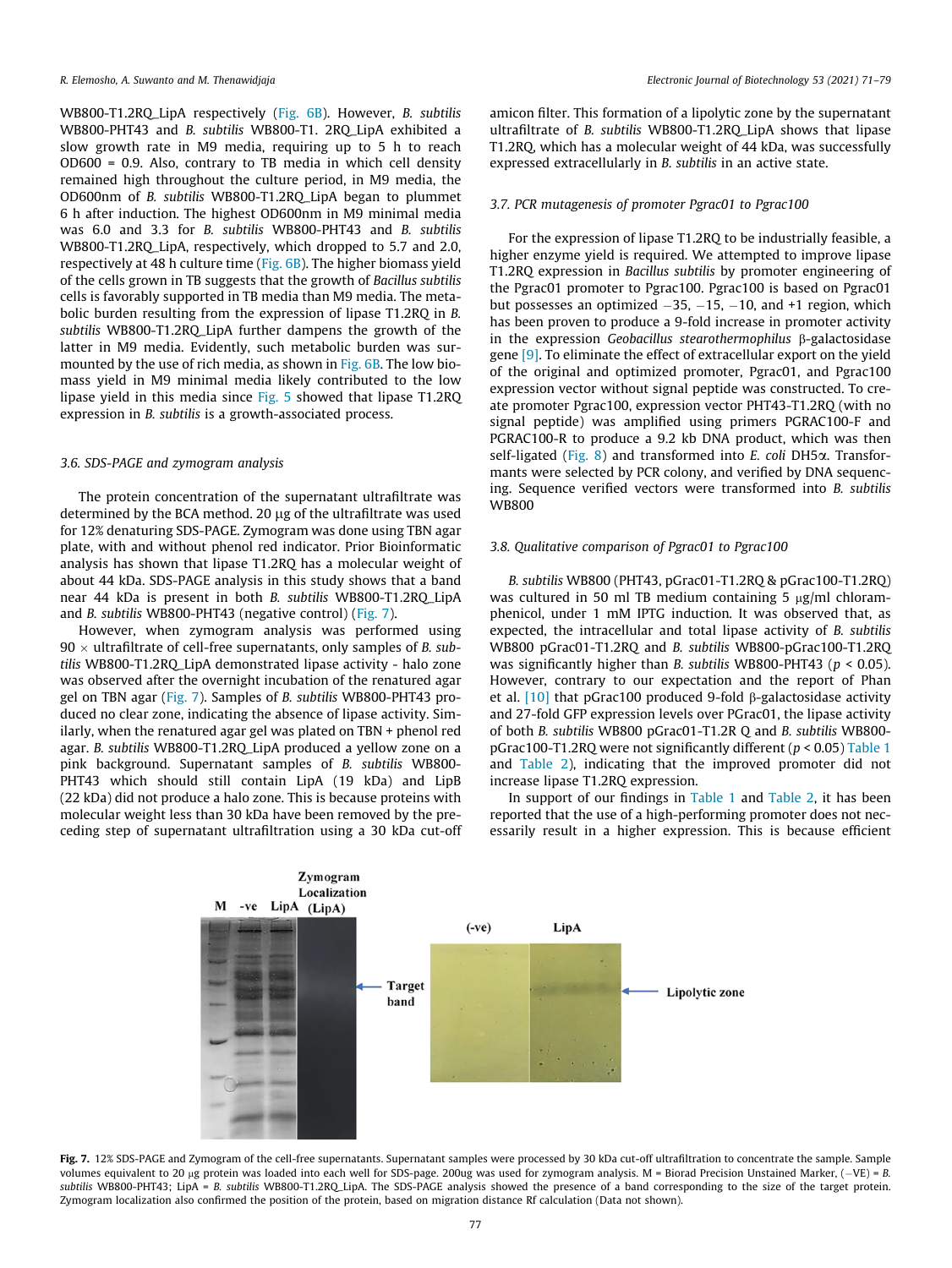WB800-T1.2RQ_LipA respectively (Fig. 6B). However, *B. subtilis* WB800-PHT43 and *B. subtilis* WB800-T1. 2RQ_LipA exhibited a slow growth rate in M9 media, requiring up to 5 h to reach OD600 = 0.9. Also, contrary to TB media in which cell density remained high throughout the culture period, in M9 media, the OD600nm of *B. subtilis* WB800-T1.2RQ_LipA began to plummet 6 h after induction. The highest OD600nm in M9 minimal media was 6.0 and 3.3 for *B. subtilis* WB800-PHT43 and *B. subtilis* WB800-T1.2RQ_LipA, respectively, which dropped to 5.7 and 2.0, respectively at 48 h culture time (Fig. 6B). The higher biomass yield of the cells grown in TB suggests that the growth of *Bacillus subtilis* cells is favorably supported in TB media than M9 media. The metabolic burden resulting from the expression of lipase T1.2RQ in *B. subtilis* WB800-T1.2RQ_LipA further dampens the growth of the latter in M9 media. Evidently, such metabolic burden was surmounted by the use of rich media, as shown in Fig. 6B. The low biomass yield in M9 minimal media likely contributed to the low lipase yield in this media since Fig. 5 showed that lipase T1.2RQ expression in *B. subtilis* is a growth-associated process.

### 3.6. SDS-PAGE and zymogram analysis

The protein concentration of the supernatant ultrafiltrate was determined by the BCA method. 20 μg of the ultrafiltrate was used for 12% denaturing SDS-PAGE. Zymogram was done using TBN agar plate, with and without phenol red indicator. Prior Bioinformatic analysis has shown that lipase T1.2RQ has a molecular weight of about 44 kDa. SDS-PAGE analysis in this study shows that a band near 44 kDa is present in both *B. subtilis* WB800-T1.2RQ_LipA and *B. subtilis* WB800-PHT43 (negative control) (Fig. 7).

However, when zymogram analysis was performed using 90 × ultrafiltrate of cell-free supernatants, only samples of *B. subtilis* WB800-T1.2RQ_LipA demonstrated lipase activity - halo zone was observed after the overnight incubation of the renatured agar gel on TBN agar (Fig. 7). Samples of *B. subtilis* WB800-PHT43 produced no clear zone, indicating the absence of lipase activity. Similarly, when the renatured agar gel was plated on TBN + phenol red agar. *B. subtilis* WB800-T1.2RQ_LipA produced a yellow zone on a pink background. Supernatant samples of *B. subtilis* WB800-PHT43 which should still contain LipA (19 kDa) and LipB (22 kDa) did not produce a halo zone. This is because proteins with molecular weight less than 30 kDa have been removed by the preceding step of supernatant ultrafiltration using a 30 kDa cut-off amicon filter. This formation of a lipolytic zone by the supernatant ultrafiltrate of *B. subtilis* WB800-T1.2RQ_LipA shows that lipase T1.2RQ, which has a molecular weight of 44 kDa, was successfully expressed extracellularly in *B. subtilis* in an active state.

### 3.7. PCR mutagenesis of promoter Pgrac01 to Pgrac100

For the expression of lipase T1.2RQ to be industrially feasible, a higher enzyme yield is required. We attempted to improve lipase T1.2RQ expression in *Bacillus subtilis* by promoter engineering of the Pgrac01 promoter to Pgrac100. Pgrac100 is based on Pgrac01 but possesses an optimized −35, −15, −10, and +1 region, which has been proven to produce a 9-fold increase in promoter activity in the expression *Geobacillus stearothermophilus* β-galactosidase gene [9]. To eliminate the effect of extracellular export on the yield of the original and optimized promoter, Pgrac01, and Pgrac100 expression vector without signal peptide was constructed. To create promoter Pgrac100, expression vector PHT43-T1.2RQ (with no signal peptide) was amplified using primers PGRAC100-F and PGRAC100-R to produce a 9.2 kb DNA product, which was then self-ligated (Fig. 8) and transformed into *E. coli* DH5α. Transformants were selected by PCR colony, and verified by DNA sequencing. Sequence verified vectors were transformed into *B. subtilis* WB800

### 3.8. Qualitative comparison of Pgrac01 to Pgrac100

*B. subtilis* WB800 (PHT43, pGrac01-T1.2RQ & pGrac100-T1.2RQ) was cultured in 50 ml TB medium containing 5 μg/ml chloramphenicol, under 1 mM IPTG induction. It was observed that, as expected, the intracellular and total lipase activity of *B. subtilis* WB800 pGrac01-T1.2RQ and *B. subtilis* WB800-pGrac100-T1.2RQ was significantly higher than *B. subtilis* WB800-PHT43 ($p < 0.05$). However, contrary to our expectation and the report of Phan et al. [10] that pGrac100 produced 9-fold β-galactosidase activity and 27-fold GFP expression levels over PGrac01, the lipase activity of both *B. subtilis* WB800 pGrac01-T1.2R Q and *B. subtilis* WB800-pGrac100-T1.2RQ were not significantly different ($p < 0.05$) Table 1 and Table 2), indicating that the improved promoter did not increase lipase T1.2RQ expression.

In support of our findings in Table 1 and Table 2, it has been reported that the use of a high-performing promoter does not necessarily result in a higher expression. This is because efficient

**Fig. 7.** 12% SDS-PAGE and Zymogram of the cell-free supernatants. Supernatant samples were processed by 30 kDa cut-off ultrafiltration to concentrate the sample. Sample volumes equivalent to 20 μg protein was loaded into each well for SDS-page. 200ug was used for zymogram analysis. M = Biorad Precision Unstained Marker, (−VE) = *B. subtilis* WB800-PHT43; LipA = *B. subtilis* WB800-T1.2RQ_LipA. The SDS-PAGE analysis showed the presence of a band corresponding to the size of the target protein. Zymogram localization also confirmed the position of the protein, based on migration distance Rf calculation (Data not shown).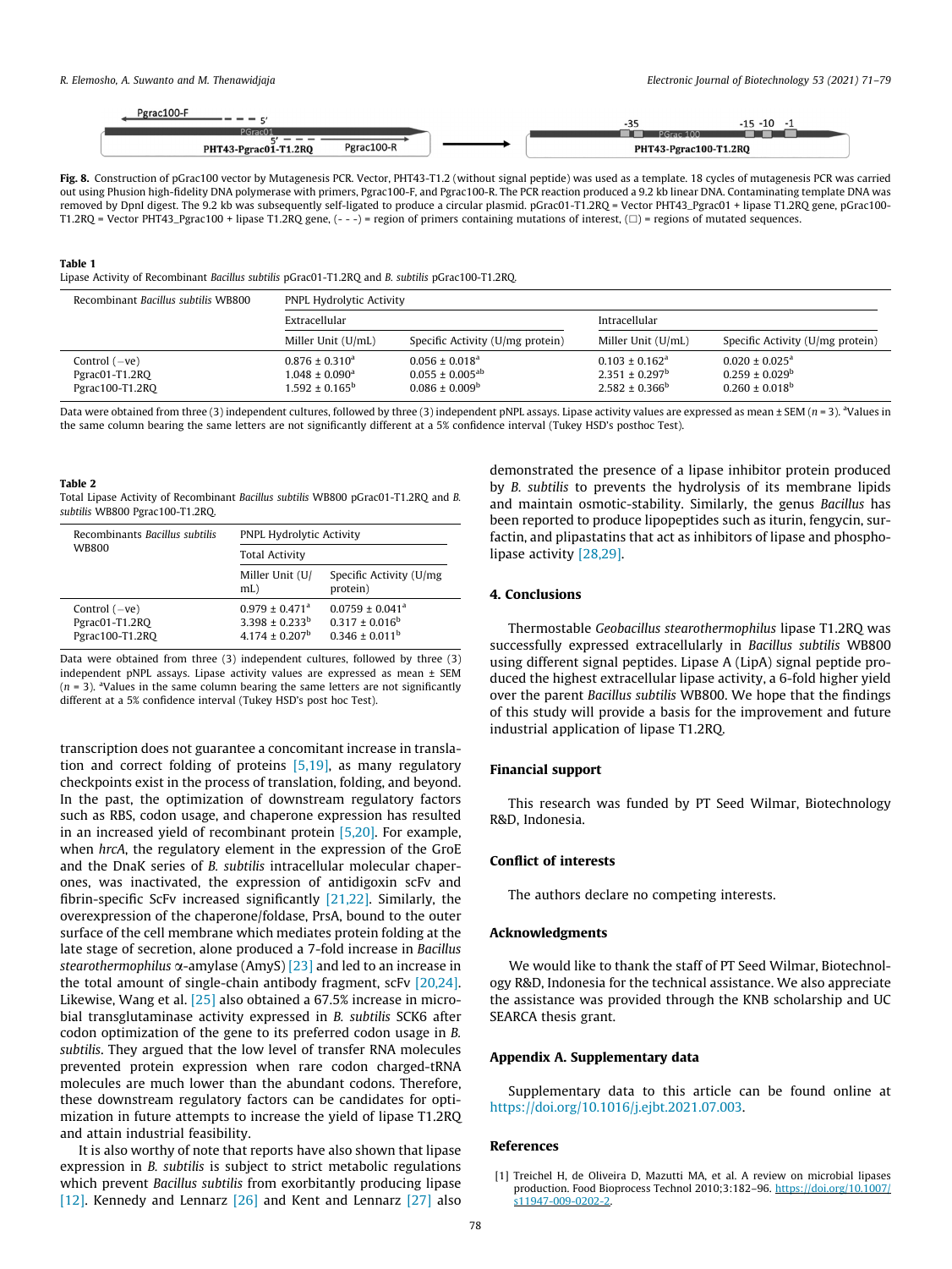**Fig. 8.** Construction of pGrac100 vector by Mutagenesis PCR. Vector, PHT43-T1.2 (without signal peptide) was used as a template. 18 cycles of mutagenesis PCR was carried out using Phusion high-fidelity DNA polymerase with primers, Pgrac100-F, and Pgrac100-R. The PCR reaction produced a 9.2 kb linear DNA. Contaminating template DNA was removed by DpnI digest. The 9.2 kb was subsequently self-ligated to produce a circular plasmid. pGrac01-T1.2RQ = Vector PHT43_Pgrac01 + lipase T1.2RQ gene, pGrac100-T1.2RQ = Vector PHT43_Pgrac100 + lipase T1.2RQ gene, (- - -) = region of primers containing mutations of interest, (□) = regions of mutated sequences.

**Table 1**
Lipase Activity of Recombinant *Bacillus subtilis* pGrac01-T1.2RQ and *B. subtilis* pGrac100-T1.2RQ.

| Recombinant *Bacillus subtilis* WB800 | PNPL Hydrolytic Activity | | | |
|---|---|---|---|---|
| | Extracellular | | Intracellular | |
| | Miller Unit (U/mL) | Specific Activity (U/mg protein) | Miller Unit (U/mL) | Specific Activity (U/mg protein) |
| Control (−ve) | 0.876 ± 0.310[a] | 0.056 ± 0.018[a] | 0.103 ± 0.162[a] | 0.020 ± 0.025[a] |
| Pgrac01-T1.2RQ | 1.048 ± 0.090[a] | 0.055 ± 0.005[ab] | 2.351 ± 0.297[b] | 0.259 ± 0.029[b] |
| Pgrac100-T1.2RQ | 1.592 ± 0.165[b] | 0.086 ± 0.009[b] | 2.582 ± 0.366[b] | 0.260 ± 0.018[b] |

Data were obtained from three (3) independent cultures, followed by three (3) independent pNPL assays. Lipase activity values are expressed as mean ± SEM ($n = 3$). [a]Values in the same column bearing the same letters are not significantly different at a 5% confidence interval (Tukey HSD's posthoc Test).

**Table 2**
Total Lipase Activity of Recombinant *Bacillus subtilis* WB800 pGrac01-T1.2RQ and *B. subtilis* WB800 Pgrac100-T1.2RQ.

| Recombinants *Bacillus subtilis* WB800 | PNPL Hydrolytic Activity | |
|---|---|---|
| | Total Activity | |
| | Miller Unit (U/mL) | Specific Activity (U/mg protein) |
| Control (−ve) | 0.979 ± 0.471[a] | 0.0759 ± 0.041[a] |
| Pgrac01-T1.2RQ | 3.398 ± 0.233[b] | 0.317 ± 0.016[b] |
| Pgrac100-T1.2RQ | 4.174 ± 0.207[b] | 0.346 ± 0.011[b] |

Data were obtained from three (3) independent cultures, followed by three (3) independent pNPL assays. Lipase activity values are expressed as mean ± SEM ($n = 3$). [a]Values in the same column bearing the same letters are not significantly different at a 5% confidence interval (Tukey HSD's post hoc Test).

transcription does not guarantee a concomitant increase in translation and correct folding of proteins [5,19], as many regulatory checkpoints exist in the process of translation, folding, and beyond. In the past, the optimization of downstream regulatory factors such as RBS, codon usage, and chaperone expression has resulted in an increased yield of recombinant protein [5,20]. For example, when *hrcA*, the regulatory element in the expression of the GroE and the DnaK series of *B. subtilis* intracellular molecular chaperones, was inactivated, the expression of antidigoxin scFv and fibrin-specific ScFv increased significantly [21,22]. Similarly, the overexpression of the chaperone/foldase, PrsA, bound to the outer surface of the cell membrane which mediates protein folding at the late stage of secretion, alone produced a 7-fold increase in *Bacillus stearothermophilus* α-amylase (AmyS) [23] and led to an increase in the total amount of single-chain antibody fragment, scFv [20,24]. Likewise, Wang et al. [25] also obtained a 67.5% increase in microbial transglutaminase activity expressed in *B. subtilis* SCK6 after codon optimization of the gene to its preferred codon usage in *B. subtilis*. They argued that the low level of transfer RNA molecules prevented protein expression when rare codon charged-tRNA molecules are much lower than the abundant codons. Therefore, these downstream regulatory factors can be candidates for optimization in future attempts to increase the yield of lipase T1.2RQ and attain industrial feasibility.

It is also worthy of note that reports have also shown that lipase expression in *B. subtilis* is subject to strict metabolic regulations which prevent *Bacillus subtilis* from exorbitantly producing lipase [12]. Kennedy and Lennarz [26] and Kent and Lennarz [27] also demonstrated the presence of a lipase inhibitor protein produced by *B. subtilis* to prevents the hydrolysis of its membrane lipids and maintain osmotic-stability. Similarly, the genus *Bacillus* has been reported to produce lipopeptides such as iturin, fengycin, surfactin, and plipastatins that act as inhibitors of lipase and phospholipase activity [28,29].

## 4. Conclusions

Thermostable *Geobacillus stearothermophilus* lipase T1.2RQ was successfully expressed extracellularly in *Bacillus subtilis* WB800 using different signal peptides. Lipase A (LipA) signal peptide produced the highest extracellular lipase activity, a 6-fold higher yield over the parent *Bacillus subtilis* WB800. We hope that the findings of this study will provide a basis for the improvement and future industrial application of lipase T1.2RQ.

## Financial support

This research was funded by PT Seed Wilmar, Biotechnology R&D, Indonesia.

## Conflict of interests

The authors declare no competing interests.

## Acknowledgments

We would like to thank the staff of PT Seed Wilmar, Biotechnology R&D, Indonesia for the technical assistance. We also appreciate the assistance was provided through the KNB scholarship and UC SEARCA thesis grant.

## Appendix A. Supplementary data

Supplementary data to this article can be found online at https://doi.org/10.1016/j.ejbt.2021.07.003.

## References

[1] Treichel H, de Oliveira D, Mazutti MA, et al. A review on microbial lipases production. Food Bioprocess Technol 2010;3:182–96. https://doi.org/10.1007/s11947-009-0202-2.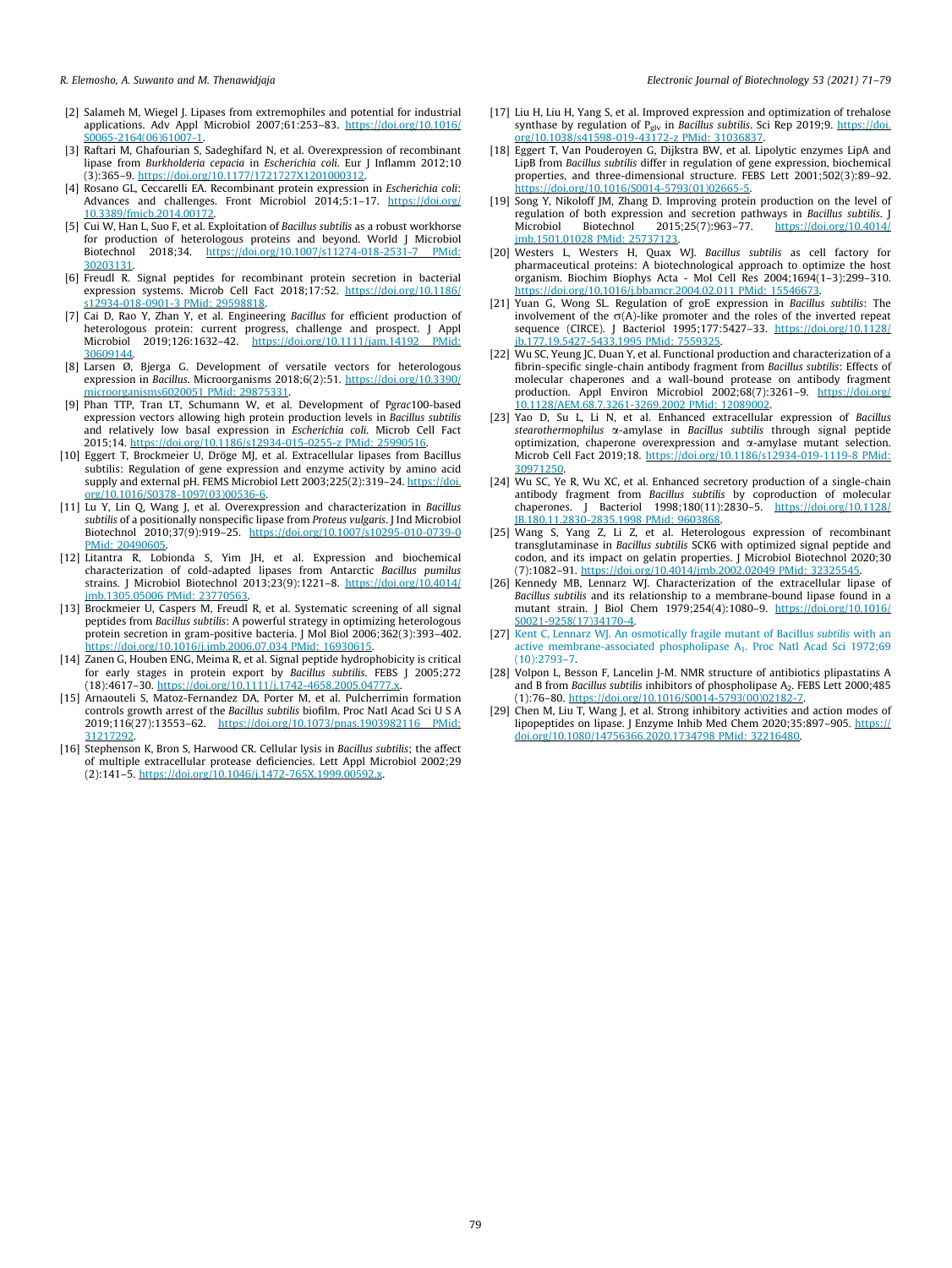[2] Salameh M, Wiegel J. Lipases from extremophiles and potential for industrial applications. Adv Appl Microbiol 2007;61:253–83. https://doi.org/10.1016/S0065-2164(06)61007-1.

[3] Raftari M, Ghafourian S, Sadeghifard N, et al. Overexpression of recombinant lipase from *Burkholderia cepacia* in *Escherichia coli*. Eur J Inflamm 2012;10(3):365–9. https://doi.org/10.1177/1721727X1201000312.

[4] Rosano GL, Ceccarelli EA. Recombinant protein expression in *Escherichia coli*: Advances and challenges. Front Microbiol 2014;5:1–17. https://doi.org/10.3389/fmicb.2014.00172.

[5] Cui W, Han L, Suo F, et al. Exploitation of *Bacillus subtilis* as a robust workhorse for production of heterologous proteins and beyond. World J Microbiol Biotechnol 2018;34. https://doi.org/10.1007/s11274-018-2531-7 PMid: 30203131.

[6] Freudl R. Signal peptides for recombinant protein secretion in bacterial expression systems. Microb Cell Fact 2018;17:52. https://doi.org/10.1186/s12934-018-0901-3 PMid: 29598818.

[7] Cai D, Rao Y, Zhan Y, et al. Engineering *Bacillus* for efficient production of heterologous protein: current progress, challenge and prospect. J Appl Microbiol 2019;126:1632–42. https://doi.org/10.1111/jam.14192 PMid: 30609144.

[8] Larsen Ø, Bjerga G. Development of versatile vectors for heterologous expression in *Bacillus*. Microorganisms 2018;6(2):51. https://doi.org/10.3390/microorganisms6020051 PMid: 29875331.

[9] Phan TTP, Tran LT, Schumann W, et al. Development of P*grac*100-based expression vectors allowing high protein production levels in *Bacillus subtilis* and relatively low basal expression in *Escherichia coli*. Microb Cell Fact 2015;14. https://doi.org/10.1186/s12934-015-0255-z PMid: 25990516.

[10] Eggert T, Brockmeier U, Dröge MJ, et al. Extracellular lipases from Bacillus subtilis: Regulation of gene expression and enzyme activity by amino acid supply and external pH. FEMS Microbiol Lett 2003;225(2):319–24. https://doi.org/10.1016/S0378-1097(03)00536-6.

[11] Lu Y, Lin Q, Wang J, et al. Overexpression and characterization in *Bacillus subtilis* of a positionally nonspecific lipase from *Proteus vulgaris*. J Ind Microbiol Biotechnol 2010;37(9):919–25. https://doi.org/10.1007/s10295-010-0739-0 PMid: 20490605.

[12] Litantra R, Lobionda S, Yim JH, et al. Expression and biochemical characterization of cold-adapted lipases from Antarctic *Bacillus pumilus* strains. J Microbiol Biotechnol 2013;23(9):1221–8. https://doi.org/10.4014/jmb.1305.05006 PMid: 23770563.

[13] Brockmeier U, Caspers M, Freudl R, et al. Systematic screening of all signal peptides from *Bacillus subtilis*: A powerful strategy in optimizing heterologous protein secretion in gram-positive bacteria. J Mol Biol 2006;362(3):393–402. https://doi.org/10.1016/j.jmb.2006.07.034 PMid: 16930615.

[14] Zanen G, Houben ENG, Meima R, et al. Signal peptide hydrophobicity is critical for early stages in protein export by *Bacillus subtilis*. FEBS J 2005;272(18):4617–30. https://doi.org/10.1111/j.1742-4658.2005.04777.x.

[15] Arnaouteli S, Matoz-Fernandez DA, Porter M, et al. Pulcherrimin formation controls growth arrest of the *Bacillus subtilis* biofilm. Proc Natl Acad Sci U S A 2019;116(27):13553–62. https://doi.org/10.1073/pnas.1903982116 PMid: 31217292.

[16] Stephenson K, Bron S, Harwood CR. Cellular lysis in *Bacillus subtilis*; the affect of multiple extracellular protease deficiencies. Lett Appl Microbiol 2002;29(2):141–5. https://doi.org/10.1046/j.1472-765X.1999.00592.x.

[17] Liu H, Liu H, Yang S, et al. Improved expression and optimization of trehalose synthase by regulation of $P_{glv}$ in *Bacillus subtilis*. Sci Rep 2019;9. https://doi.org/10.1038/s41598-019-43172-z PMid: 31036837.

[18] Eggert T, Van Pouderoyen G, Dijkstra BW, et al. Lipolytic enzymes LipA and LipB from *Bacillus subtilis* differ in regulation of gene expression, biochemical properties, and three-dimensional structure. FEBS Lett 2001;502(3):89–92. https://doi.org/10.1016/S0014-5793(01)02665-5.

[19] Song Y, Nikoloff JM, Zhang D. Improving protein production on the level of regulation of both expression and secretion pathways in *Bacillus subtilis*. J Microbiol Biotechnol 2015;25(7):963–77. https://doi.org/10.4014/jmb.1501.01028 PMid: 25737123.

[20] Westers L, Westers H, Quax WJ. *Bacillus subtilis* as cell factory for pharmaceutical proteins: A biotechnological approach to optimize the host organism. Biochim Biophys Acta - Mol Cell Res 2004;1694(1–3):299–310. https://doi.org/10.1016/j.bbamcr.2004.02.011 PMid: 15546673.

[21] Yuan G, Wong SL. Regulation of groE expression in *Bacillus subtilis*: The involvement of the σ(A)-like promoter and the roles of the inverted repeat sequence (CIRCE). J Bacteriol 1995;177:5427–33. https://doi.org/10.1128/jb.177.19.5427-5433.1995 PMid: 7559325.

[22] Wu SC, Yeung JC, Duan Y, et al. Functional production and characterization of a fibrin-specific single-chain antibody fragment from *Bacillus subtilis*: Effects of molecular chaperones and a wall-bound protease on antibody fragment production. Appl Environ Microbiol 2002;68(7):3261–9. https://doi.org/10.1128/AEM.68.7.3261-3269.2002 PMid: 12089002.

[23] Yao D, Su L, Li N, et al. Enhanced extracellular expression of *Bacillus stearothermophilus* α-amylase in *Bacillus subtilis* through signal peptide optimization, chaperone overexpression and α-amylase mutant selection. Microb Cell Fact 2019;18. https://doi.org/10.1186/s12934-019-1119-8 PMid: 30971250.

[24] Wu SC, Ye R, Wu XC, et al. Enhanced secretory production of a single-chain antibody fragment from *Bacillus subtilis* by coproduction of molecular chaperones. J Bacteriol 1998;180(11):2830–5. https://doi.org/10.1128/JB.180.11.2830-2835.1998 PMid: 9603868.

[25] Wang S, Yang Z, Li Z, et al. Heterologous expression of recombinant transglutaminase in *Bacillus subtilis* SCK6 with optimized signal peptide and codon, and its impact on gelatin properties. J Microbiol Biotechnol 2020;30(7):1082–91. https://doi.org/10.4014/jmb.2002.02049 PMid: 32325545.

[26] Kennedy MB, Lennarz WJ. Characterization of the extracellular lipase of *Bacillus subtilis* and its relationship to a membrane-bound lipase found in a mutant strain. J Biol Chem 1979;254(4):1080–9. https://doi.org/10.1016/S0021-9258(17)34170-4.

[27] Kent C, Lennarz WJ. An osmotically fragile mutant of Bacillus *subtilis* with an active membrane-associated phospholipase $A_1$. Proc Natl Acad Sci 1972;69(10):2793–7.

[28] Volpon L, Besson F, Lancelin J-M. NMR structure of antibiotics plipastatins A and B from *Bacillus subtilis* inhibitors of phospholipase $A_2$. FEBS Lett 2000;485(1):76–80. https://doi.org/10.1016/S0014-5793(00)02182-7.

[29] Chen M, Liu T, Wang J, et al. Strong inhibitory activities and action modes of lipopeptides on lipase. J Enzyme Inhib Med Chem 2020;35:897–905. https://doi.org/10.1080/14756366.2020.1734798 PMid: 32216480.